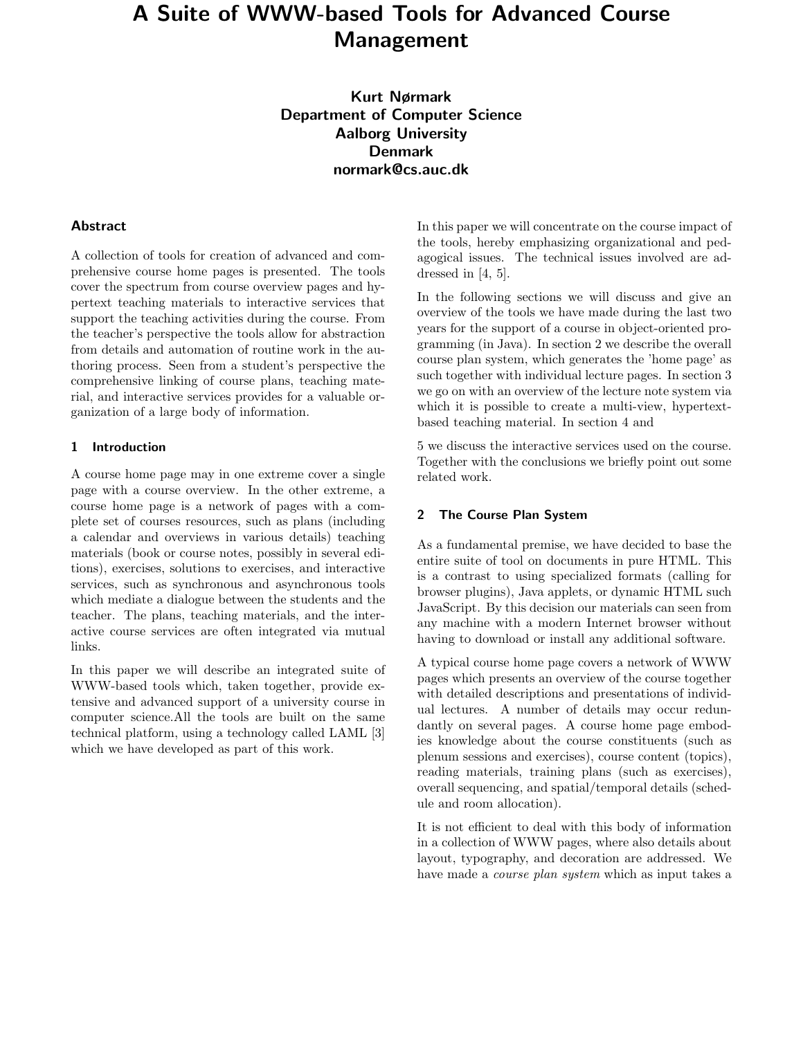# A Suite of WWW-based Tools for Advanced Course Management

**Kurt Nørmark**
**Department of Computer Science**
**Aalborg University**
**Denmark**
**normark@cs.auc.dk**

## Abstract

A collection of tools for creation of advanced and comprehensive course home pages is presented. The tools cover the spectrum from course overview pages and hypertext teaching materials to interactive services that support the teaching activities during the course. From the teacher's perspective the tools allow for abstraction from details and automation of routine work in the authoring process. Seen from a student's perspective the comprehensive linking of course plans, teaching material, and interactive services provides for a valuable organization of a large body of information.

## 1 Introduction

A course home page may in one extreme cover a single page with a course overview. In the other extreme, a course home page is a network of pages with a complete set of courses resources, such as plans (including a calendar and overviews in various details) teaching materials (book or course notes, possibly in several editions), exercises, solutions to exercises, and interactive services, such as synchronous and asynchronous tools which mediate a dialogue between the students and the teacher. The plans, teaching materials, and the interactive course services are often integrated via mutual links.

In this paper we will describe an integrated suite of WWW-based tools which, taken together, provide extensive and advanced support of a university course in computer science.All the tools are built on the same technical platform, using a technology called LAML [3] which we have developed as part of this work.

In this paper we will concentrate on the course impact of the tools, hereby emphasizing organizational and pedagogical issues. The technical issues involved are addressed in [4, 5].

In the following sections we will discuss and give an overview of the tools we have made during the last two years for the support of a course in object-oriented programming (in Java). In section 2 we describe the overall course plan system, which generates the 'home page' as such together with individual lecture pages. In section 3 we go on with an overview of the lecture note system via which it is possible to create a multi-view, hypertext-based teaching material. In section 4 and 5 we discuss the interactive services used on the course. Together with the conclusions we briefly point out some related work.

## 2 The Course Plan System

As a fundamental premise, we have decided to base the entire suite of tool on documents in pure HTML. This is a contrast to using specialized formats (calling for browser plugins), Java applets, or dynamic HTML such JavaScript. By this decision our materials can seen from any machine with a modern Internet browser without having to download or install any additional software.

A typical course home page covers a network of WWW pages which presents an overview of the course together with detailed descriptions and presentations of individual lectures. A number of details may occur redundantly on several pages. A course home page embodies knowledge about the course constituents (such as plenum sessions and exercises), course content (topics), reading materials, training plans (such as exercises), overall sequencing, and spatial/temporal details (schedule and room allocation).

It is not efficient to deal with this body of information in a collection of WWW pages, where also details about layout, typography, and decoration are addressed. We have made a *course plan system* which as input takes a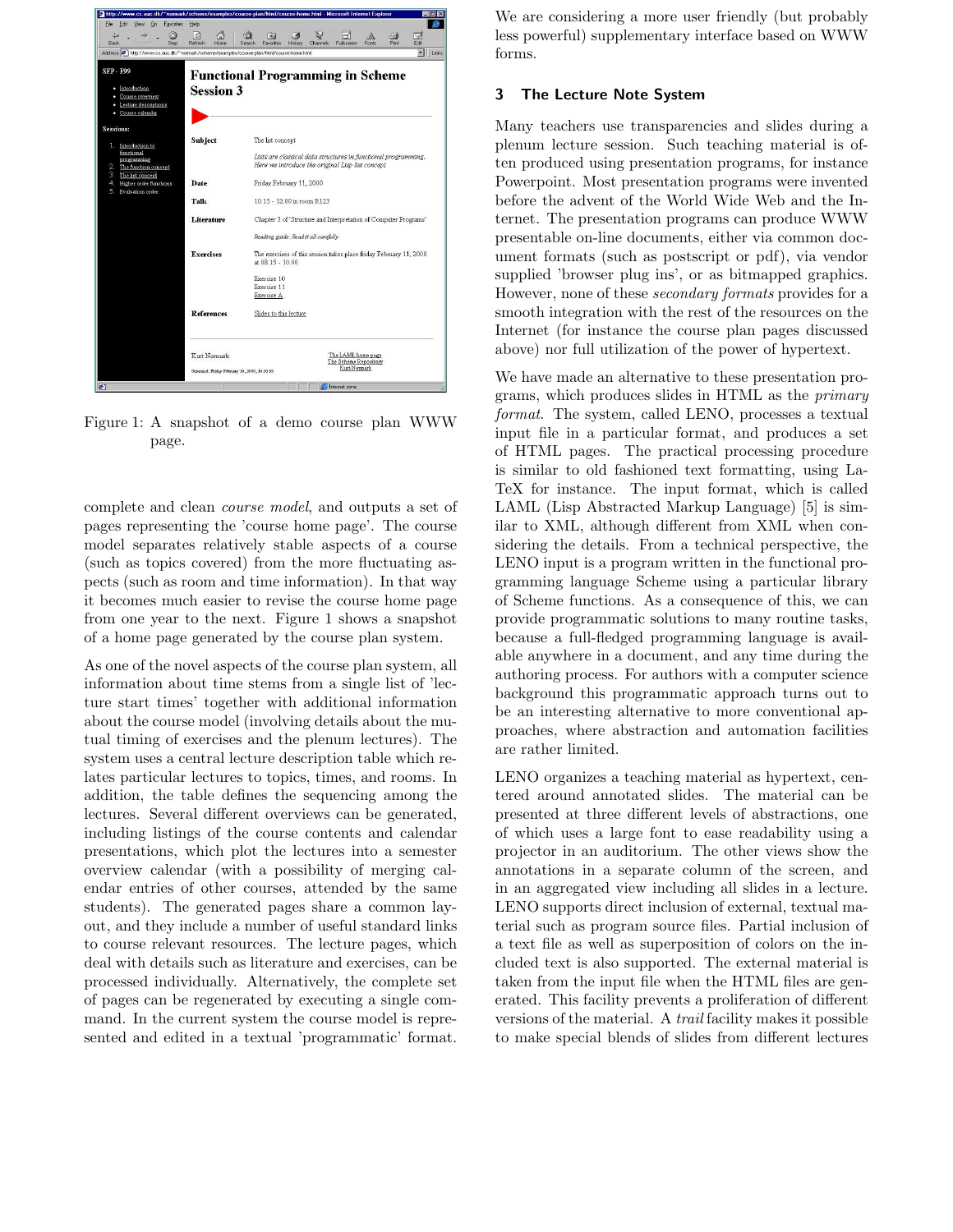Figure 1: A snapshot of a demo course plan WWW page.

complete and clean *course model*, and outputs a set of pages representing the 'course home page'. The course model separates relatively stable aspects of a course (such as topics covered) from the more fluctuating aspects (such as room and time information). In that way it becomes much easier to revise the course home page from one year to the next. Figure 1 shows a snapshot of a home page generated by the course plan system.

As one of the novel aspects of the course plan system, all information about time stems from a single list of 'lecture start times' together with additional information about the course model (involving details about the mutual timing of exercises and the plenum lectures). The system uses a central lecture description table which relates particular lectures to topics, times, and rooms. In addition, the table defines the sequencing among the lectures. Several different overviews can be generated, including listings of the course contents and calendar presentations, which plot the lectures into a semester overview calendar (with a possibility of merging calendar entries of other courses, attended by the same students). The generated pages share a common layout, and they include a number of useful standard links to course relevant resources. The lecture pages, which deal with details such as literature and exercises, can be processed individually. Alternatively, the complete set of pages can be regenerated by executing a single command. In the current system the course model is represented and edited in a textual 'programmatic' format.

We are considering a more user friendly (but probably less powerful) supplementary interface based on WWW forms.

## 3 The Lecture Note System

Many teachers use transparencies and slides during a plenum lecture session. Such teaching material is often produced using presentation programs, for instance Powerpoint. Most presentation programs were invented before the advent of the World Wide Web and the Internet. The presentation programs can produce WWW presentable on-line documents, either via common document formats (such as postscript or pdf), via vendor supplied 'browser plug ins', or as bitmapped graphics. However, none of these *secondary formats* provides for a smooth integration with the rest of the resources on the Internet (for instance the course plan pages discussed above) nor full utilization of the power of hypertext.

We have made an alternative to these presentation programs, which produces slides in HTML as the *primary format*. The system, called LENO, processes a textual input file in a particular format, and produces a set of HTML pages. The practical processing procedure is similar to old fashioned text formatting, using LaTeX for instance. The input format, which is called LAML (Lisp Abstracted Markup Language) [5] is similar to XML, although different from XML when considering the details. From a technical perspective, the LENO input is a program written in the functional programming language Scheme using a particular library of Scheme functions. As a consequence of this, we can provide programmatic solutions to many routine tasks, because a full-fledged programming language is available anywhere in a document, and any time during the authoring process. For authors with a computer science background this programmatic approach turns out to be an interesting alternative to more conventional approaches, where abstraction and automation facilities are rather limited.

LENO organizes a teaching material as hypertext, centered around annotated slides. The material can be presented at three different levels of abstractions, one of which uses a large font to ease readability using a projector in an auditorium. The other views show the annotations in a separate column of the screen, and in an aggregated view including all slides in a lecture. LENO supports direct inclusion of external, textual material such as program source files. Partial inclusion of a text file as well as superposition of colors on the included text is also supported. The external material is taken from the input file when the HTML files are generated. This facility prevents a proliferation of different versions of the material. A *trail* facility makes it possible to make special blends of slides from different lectures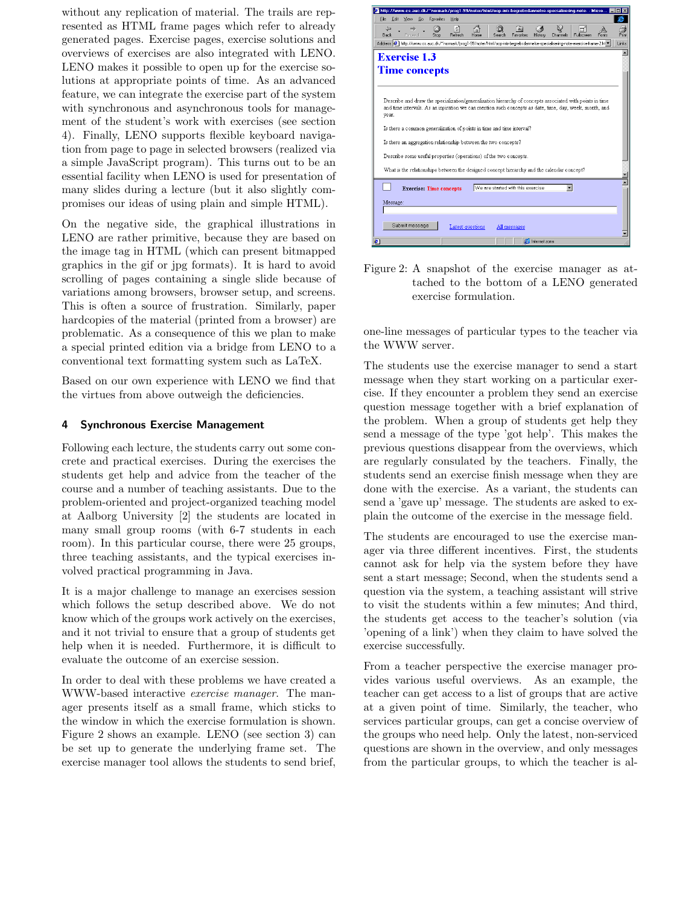without any replication of material. The trails are represented as HTML frame pages which refer to already generated pages. Exercise pages, exercise solutions and overviews of exercises are also integrated with LENO. LENO makes it possible to open up for the exercise solutions at appropriate points of time. As an advanced feature, we can integrate the exercise part of the system with synchronous and asynchronous tools for management of the student's work with exercises (see section 4). Finally, LENO supports flexible keyboard navigation from page to page in selected browsers (realized via a simple JavaScript program). This turns out to be an essential facility when LENO is used for presentation of many slides during a lecture (but it also slightly compromises our ideas of using plain and simple HTML).

On the negative side, the graphical illustrations in LENO are rather primitive, because they are based on the image tag in HTML (which can present bitmapped graphics in the gif or jpg formats). It is hard to avoid scrolling of pages containing a single slide because of variations among browsers, browser setup, and screens. This is often a source of frustration. Similarly, paper hardcopies of the material (printed from a browser) are problematic. As a consequence of this we plan to make a special printed edition via a bridge from LENO to a conventional text formatting system such as LaTeX.

Based on our own experience with LENO we find that the virtues from above outweigh the deficiencies.

## 4 Synchronous Exercise Management

Following each lecture, the students carry out some concrete and practical exercises. During the exercises the students get help and advice from the teacher of the course and a number of teaching assistants. Due to the problem-oriented and project-organized teaching model at Aalborg University [2] the students are located in many small group rooms (with 6-7 students in each room). In this particular course, there were 25 groups, three teaching assistants, and the typical exercises involved practical programming in Java.

It is a major challenge to manage an exercises session which follows the setup described above. We do not know which of the groups work actively on the exercises, and it not trivial to ensure that a group of students get help when it is needed. Furthermore, it is difficult to evaluate the outcome of an exercise session.

In order to deal with these problems we have created a WWW-based interactive *exercise manager*. The manager presents itself as a small frame, which sticks to the window in which the exercise formulation is shown. Figure 2 shows an example. LENO (see section 3) can be set up to generate the underlying frame set. The exercise manager tool allows the students to send brief, one-line messages of particular types to the teacher via the WWW server.

Figure 2: A snapshot of the exercise manager as attached to the bottom of a LENO generated exercise formulation.

The students use the exercise manager to send a start message when they start working on a particular exercise. If they encounter a problem they send an exercise question message together with a brief explanation of the problem. When a group of students get help they send a message of the type 'got help'. This makes the previous questions disappear from the overviews, which are regularly consulated by the teachers. Finally, the students send an exercise finish message when they are done with the exercise. As a variant, the students can send a 'gave up' message. The students are asked to explain the outcome of the exercise in the message field.

The students are encouraged to use the exercise manager via three different incentives. First, the students cannot ask for help via the system before they have sent a start message; Second, when the students send a question via the system, a teaching assistant will strive to visit the students within a few minutes; And third, the students get access to the teacher's solution (via 'opening of a link') when they claim to have solved the exercise successfully.

From a teacher perspective the exercise manager provides various useful overviews. As an example, the teacher can get access to a list of groups that are active at a given point of time. Similarly, the teacher, who services particular groups, can get a concise overview of the groups who need help. Only the latest, non-serviced questions are shown in the overview, and only messages from the particular groups, to which the teacher is al-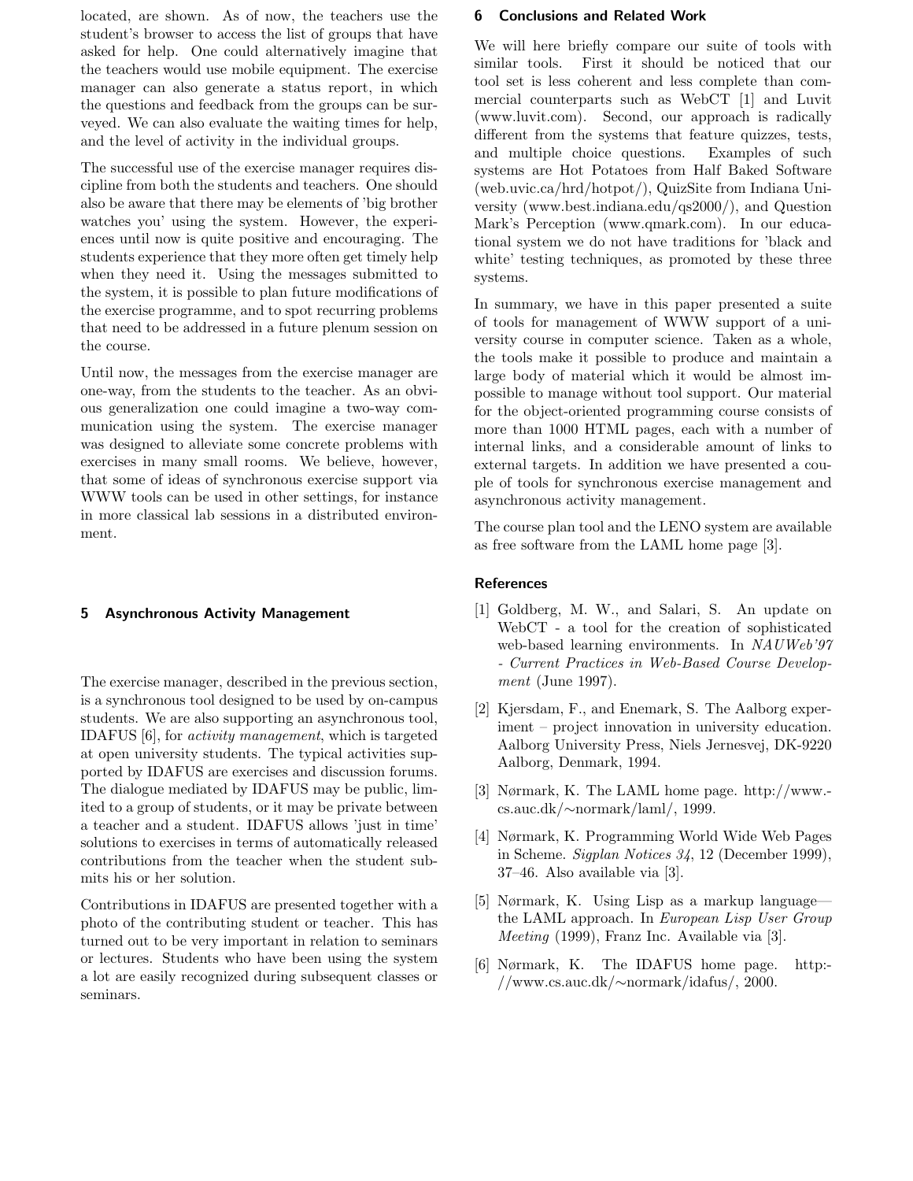located, are shown. As of now, the teachers use the student's browser to access the list of groups that have asked for help. One could alternatively imagine that the teachers would use mobile equipment. The exercise manager can also generate a status report, in which the questions and feedback from the groups can be surveyed. We can also evaluate the waiting times for help, and the level of activity in the individual groups.

The successful use of the exercise manager requires discipline from both the students and teachers. One should also be aware that there may be elements of 'big brother watches you' using the system. However, the experiences until now is quite positive and encouraging. The students experience that they more often get timely help when they need it. Using the messages submitted to the system, it is possible to plan future modifications of the exercise programme, and to spot recurring problems that need to be addressed in a future plenum session on the course.

Until now, the messages from the exercise manager are one-way, from the students to the teacher. As an obvious generalization one could imagine a two-way communication using the system. The exercise manager was designed to alleviate some concrete problems with exercises in many small rooms. We believe, however, that some of ideas of synchronous exercise support via WWW tools can be used in other settings, for instance in more classical lab sessions in a distributed environment.

## 5 Asynchronous Activity Management

The exercise manager, described in the previous section, is a synchronous tool designed to be used by on-campus students. We are also supporting an asynchronous tool, IDAFUS [6], for *activity management*, which is targeted at open university students. The typical activities supported by IDAFUS are exercises and discussion forums. The dialogue mediated by IDAFUS may be public, limited to a group of students, or it may be private between a teacher and a student. IDAFUS allows 'just in time' solutions to exercises in terms of automatically released contributions from the teacher when the student submits his or her solution.

Contributions in IDAFUS are presented together with a photo of the contributing student or teacher. This has turned out to be very important in relation to seminars or lectures. Students who have been using the system a lot are easily recognized during subsequent classes or seminars.

## 6 Conclusions and Related Work

We will here briefly compare our suite of tools with similar tools. First it should be noticed that our tool set is less coherent and less complete than commercial counterparts such as WebCT [1] and Luvit (www.luvit.com). Second, our approach is radically different from the systems that feature quizzes, tests, and multiple choice questions. Examples of such systems are Hot Potatoes from Half Baked Software (web.uvic.ca/hrd/hotpot/), QuizSite from Indiana University (www.best.indiana.edu/qs2000/), and Question Mark's Perception (www.qmark.com). In our educational system we do not have traditions for 'black and white' testing techniques, as promoted by these three systems.

In summary, we have in this paper presented a suite of tools for management of WWW support of a university course in computer science. Taken as a whole, the tools make it possible to produce and maintain a large body of material which it would be almost impossible to manage without tool support. Our material for the object-oriented programming course consists of more than 1000 HTML pages, each with a number of internal links, and a considerable amount of links to external targets. In addition we have presented a couple of tools for synchronous exercise management and asynchronous activity management.

The course plan tool and the LENO system are available as free software from the LAML home page [3].

## References

[1] Goldberg, M. W., and Salari, S. An update on WebCT - a tool for the creation of sophisticated web-based learning environments. In *NAUWeb'97 - Current Practices in Web-Based Course Development* (June 1997).

[2] Kjersdam, F., and Enemark, S. The Aalborg experiment – project innovation in university education. Aalborg University Press, Niels Jernesvej, DK-9220 Aalborg, Denmark, 1994.

[3] Nørmark, K. The LAML home page. http://www.cs.auc.dk/~normark/laml/, 1999.

[4] Nørmark, K. Programming World Wide Web Pages in Scheme. *Sigplan Notices 34*, 12 (December 1999), 37–46. Also available via [3].

[5] Nørmark, K. Using Lisp as a markup language—the LAML approach. In *European Lisp User Group Meeting* (1999), Franz Inc. Available via [3].

[6] Nørmark, K. The IDAFUS home page. http://www.cs.auc.dk/~normark/idafus/, 2000.